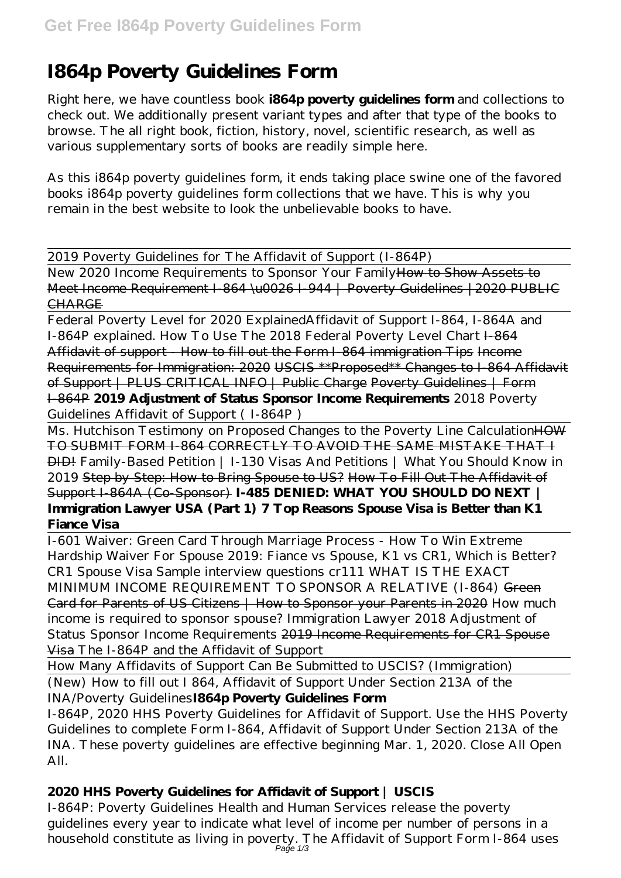# I864p Poverty Guidelines Form

Right here, we have countless book **i864p poverty guidelines form** and collections to check out. We additionally present variant types and after that type of the books to browse. The all right book, fiction, history, novel, scientific research, as well as various supplementary sorts of books are readily simple here.

As this i864p poverty guidelines form, it ends taking place swine one of the favored books i864p poverty guidelines form collections that we have. This is why you remain in the best website to look the unbelievable books to have.

2019 Poverty Guidelines for The Affidavit of Support (I-864P)

New 2020 Income Requirements to Sponsor Your Family ~~How to Show Assets to Meet Income Requirement I-864 \u0026 I-944 | Poverty Guidelines |2020 PUBLIC CHARGE~~

Federal Poverty Level for 2020 Explained *Affidavit of Support I-864, I-864A and I-864P explained. How To Use The 2018 Federal Poverty Level Chart* ~~I-864 Affidavit of support - How to fill out the Form I-864 immigration Tips~~ ~~Income Requirements for Immigration: 2020~~ ~~USCIS **Proposed** Changes to I-864 Affidavit of Support | PLUS CRITICAL INFO | Public Charge~~ ~~Poverty Guidelines | Form I-864P~~ **2019 Adjustment of Status Sponsor Income Requirements** *2018 Poverty Guidelines Affidavit of Support ( I-864P )*

Ms. Hutchison Testimony on Proposed Changes to the Poverty Line Calculation ~~HOW TO SUBMIT FORM I-864 CORRECTLY TO AVOID THE SAME MISTAKE THAT I DID!~~ *Family-Based Petition | I-130 Visas And Petitions | What You Should Know in 2019* ~~Step by Step: How to Bring Spouse to US?~~ ~~How To Fill Out The Affidavit of Support I-864A (Co-Sponsor)~~ **I-485 DENIED: WHAT YOU SHOULD DO NEXT | Immigration Lawyer USA (Part 1)** **7 Top Reasons Spouse Visa is Better than K1 Fiance Visa**

I-601 Waiver: Green Card Through Marriage Process - How To Win Extreme Hardship Waiver For Spouse *2019: Fiance vs Spouse, K1 vs CR1, Which is Better? CR1 Spouse Visa Sample interview questions cr111 WHAT IS THE EXACT MINIMUM INCOME REQUIREMENT TO SPONSOR A RELATIVE (I-864)* ~~Green Card for Parents of US Citizens | How to Sponsor your Parents in 2020~~ *How much income is required to sponsor spouse? Immigration Lawyer 2018 Adjustment of Status Sponsor Income Requirements* ~~2019 Income Requirements for CR1 Spouse Visa~~ *The I-864P and the Affidavit of Support*

How Many Affidavits of Support Can Be Submitted to USCIS? (Immigration)

(New) How to fill out I 864, Affidavit of Support Under Section 213A of the INA/Poverty Guidelines **I864p Poverty Guidelines Form**

I-864P, 2020 HHS Poverty Guidelines for Affidavit of Support. Use the HHS Poverty Guidelines to complete Form I-864, Affidavit of Support Under Section 213A of the INA. These poverty guidelines are effective beginning Mar. 1, 2020. Close All Open All.

## 2020 HHS Poverty Guidelines for Affidavit of Support | USCIS

I-864P: Poverty Guidelines Health and Human Services release the poverty guidelines every year to indicate what level of income per number of persons in a household constitute as living in poverty. The Affidavit of Support Form I-864 uses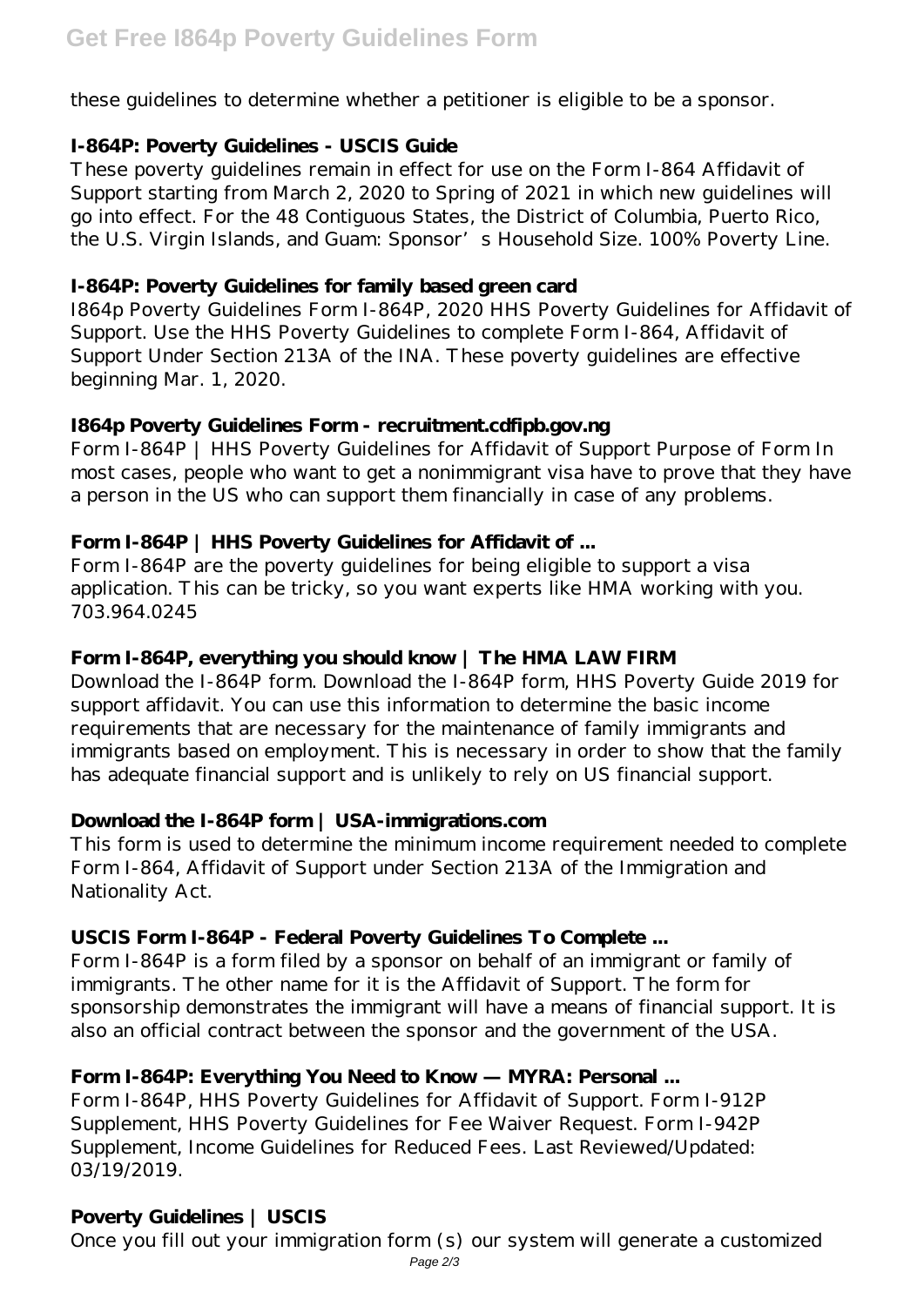these guidelines to determine whether a petitioner is eligible to be a sponsor.

### I-864P: Poverty Guidelines - USCIS Guide

These poverty guidelines remain in effect for use on the Form I-864 Affidavit of Support starting from March 2, 2020 to Spring of 2021 in which new guidelines will go into effect. For the 48 Contiguous States, the District of Columbia, Puerto Rico, the U.S. Virgin Islands, and Guam: Sponsor's Household Size. 100% Poverty Line.

### I-864P: Poverty Guidelines for family based green card

I864p Poverty Guidelines Form I-864P, 2020 HHS Poverty Guidelines for Affidavit of Support. Use the HHS Poverty Guidelines to complete Form I-864, Affidavit of Support Under Section 213A of the INA. These poverty guidelines are effective beginning Mar. 1, 2020.

### I864p Poverty Guidelines Form - recruitment.cdfipb.gov.ng

Form I-864P | HHS Poverty Guidelines for Affidavit of Support Purpose of Form In most cases, people who want to get a nonimmigrant visa have to prove that they have a person in the US who can support them financially in case of any problems.

### Form I-864P | HHS Poverty Guidelines for Affidavit of ...

Form I-864P are the poverty guidelines for being eligible to support a visa application. This can be tricky, so you want experts like HMA working with you. 703.964.0245

### Form I-864P, everything you should know | The HMA LAW FIRM

Download the I-864P form. Download the I-864P form, HHS Poverty Guide 2019 for support affidavit. You can use this information to determine the basic income requirements that are necessary for the maintenance of family immigrants and immigrants based on employment. This is necessary in order to show that the family has adequate financial support and is unlikely to rely on US financial support.

### Download the I-864P form | USA-immigrations.com

This form is used to determine the minimum income requirement needed to complete Form I-864, Affidavit of Support under Section 213A of the Immigration and Nationality Act.

### USCIS Form I-864P - Federal Poverty Guidelines To Complete ...

Form I-864P is a form filed by a sponsor on behalf of an immigrant or family of immigrants. The other name for it is the Affidavit of Support. The form for sponsorship demonstrates the immigrant will have a means of financial support. It is also an official contract between the sponsor and the government of the USA.

### Form I-864P: Everything You Need to Know — MYRA: Personal ...

Form I-864P, HHS Poverty Guidelines for Affidavit of Support. Form I-912P Supplement, HHS Poverty Guidelines for Fee Waiver Request. Form I-942P Supplement, Income Guidelines for Reduced Fees. Last Reviewed/Updated: 03/19/2019.

### Poverty Guidelines | USCIS

Once you fill out your immigration form (s) our system will generate a customized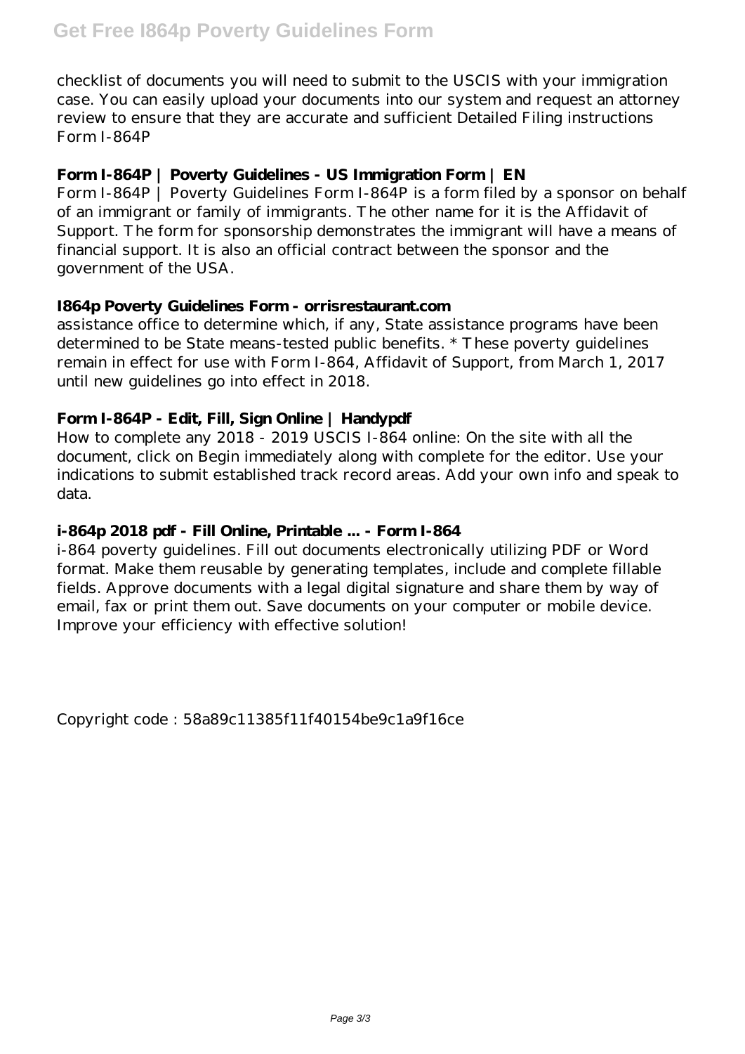checklist of documents you will need to submit to the USCIS with your immigration case. You can easily upload your documents into our system and request an attorney review to ensure that they are accurate and sufficient Detailed Filing instructions Form I-864P

### Form I-864P | Poverty Guidelines - US Immigration Form | EN

Form I-864P | Poverty Guidelines Form I-864P is a form filed by a sponsor on behalf of an immigrant or family of immigrants. The other name for it is the Affidavit of Support. The form for sponsorship demonstrates the immigrant will have a means of financial support. It is also an official contract between the sponsor and the government of the USA.

### I864p Poverty Guidelines Form - orrisrestaurant.com

assistance office to determine which, if any, State assistance programs have been determined to be State means-tested public benefits. * These poverty guidelines remain in effect for use with Form I-864, Affidavit of Support, from March 1, 2017 until new guidelines go into effect in 2018.

### Form I-864P - Edit, Fill, Sign Online | Handypdf

How to complete any 2018 - 2019 USCIS I-864 online: On the site with all the document, click on Begin immediately along with complete for the editor. Use your indications to submit established track record areas. Add your own info and speak to data.

### i-864p 2018 pdf - Fill Online, Printable ... - Form I-864

i-864 poverty guidelines. Fill out documents electronically utilizing PDF or Word format. Make them reusable by generating templates, include and complete fillable fields. Approve documents with a legal digital signature and share them by way of email, fax or print them out. Save documents on your computer or mobile device. Improve your efficiency with effective solution!

Copyright code : 58a89c11385f11f40154be9c1a9f16ce